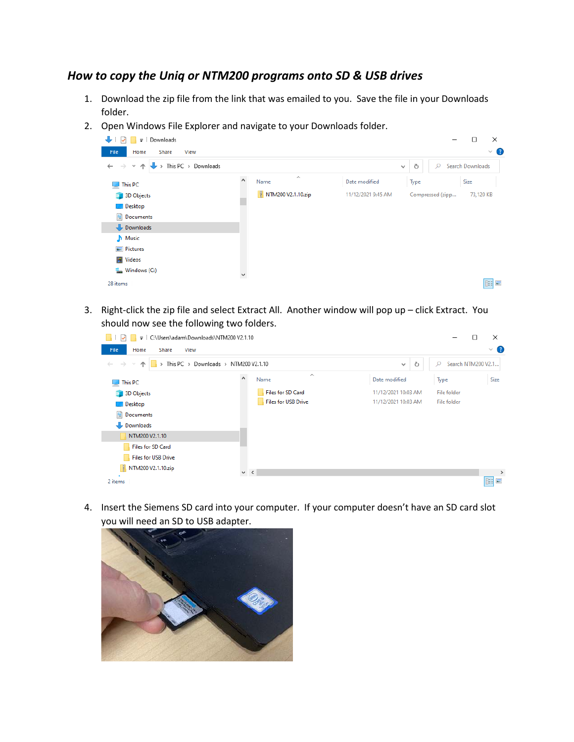## *How to copy the Uniq or NTM200 programs onto SD & USB drives*

1. Download the zip file from the link that was emailed to you. Save the file in your Downloads folder.
2. Open Windows File Explorer and navigate to your Downloads folder.
3. Right-click the zip file and select Extract All. Another window will pop up – click Extract. You should now see the following two folders.
4. Insert the Siemens SD card into your computer. If your computer doesn't have an SD card slot you will need an SD to USB adapter.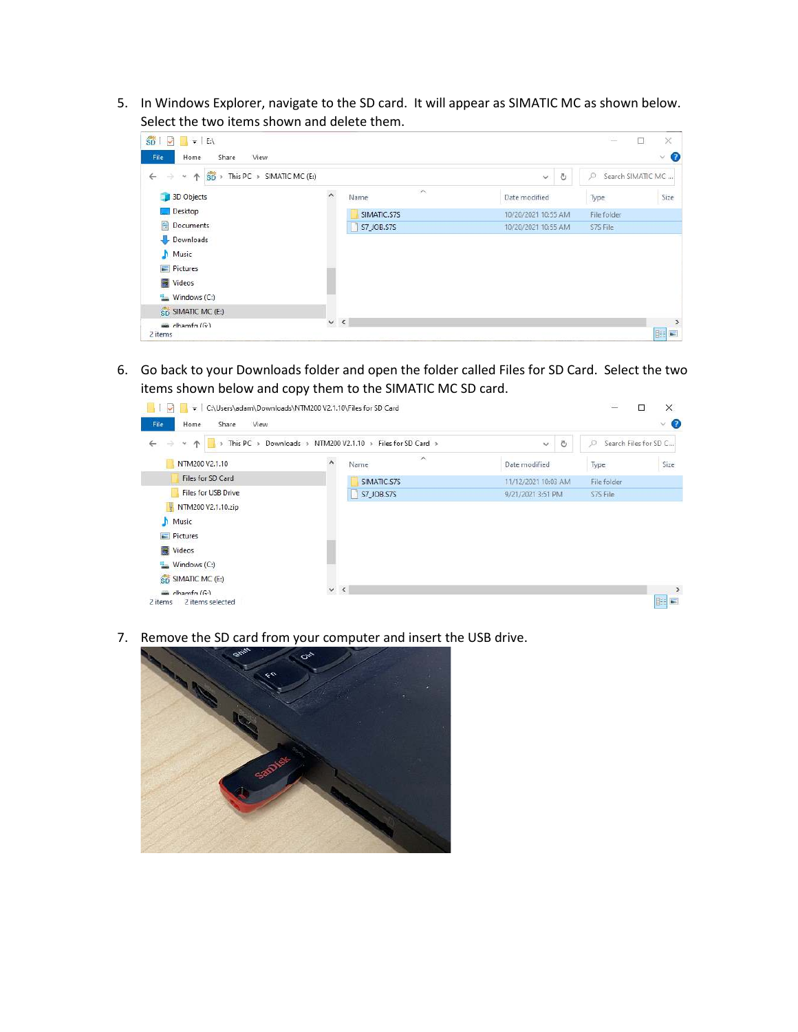5. In Windows Explorer, navigate to the SD card. It will appear as SIMATIC MC as shown below. Select the two items shown and delete them.

6. Go back to your Downloads folder and open the folder called Files for SD Card. Select the two items shown below and copy them to the SIMATIC MC SD card.

7. Remove the SD card from your computer and insert the USB drive.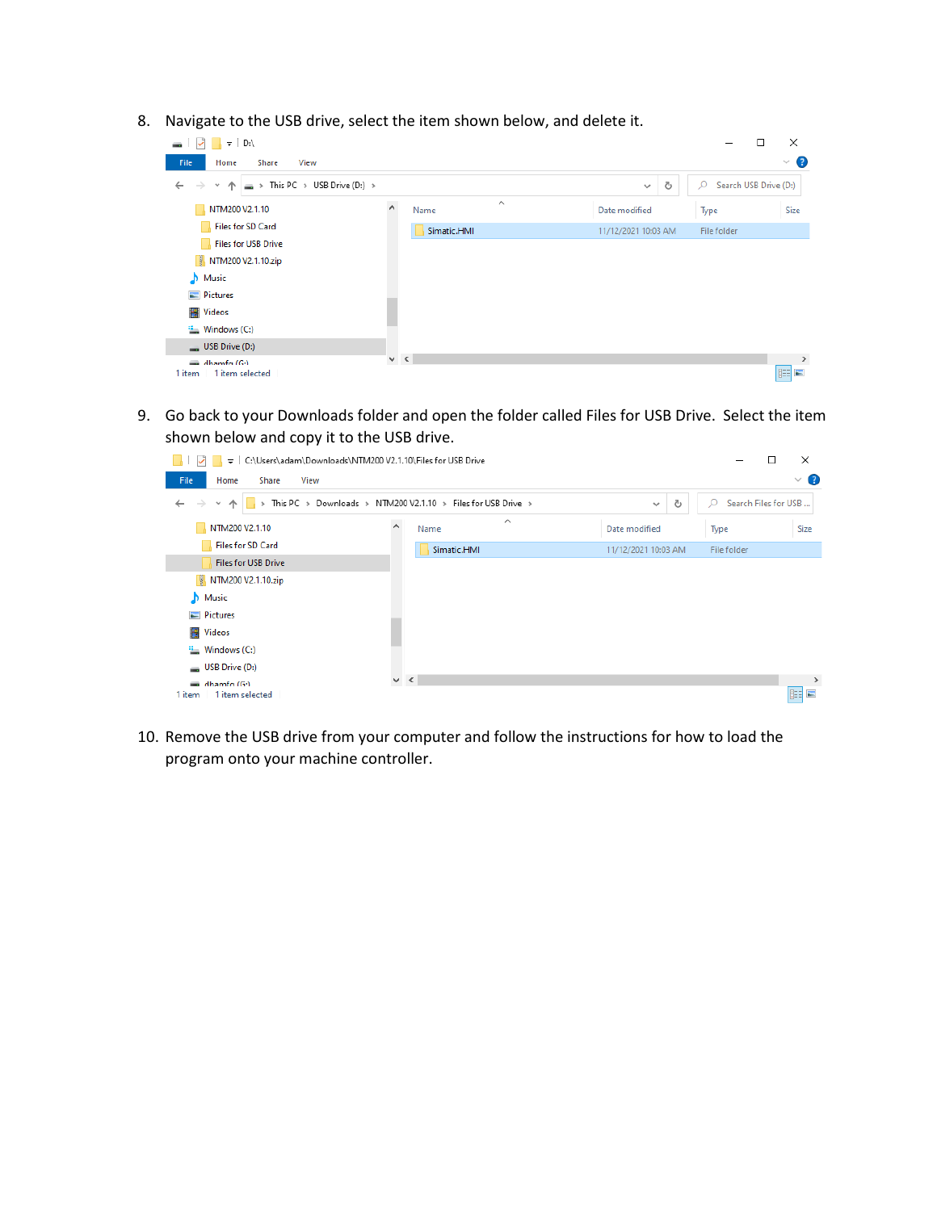8. Navigate to the USB drive, select the item shown below, and delete it.

9. Go back to your Downloads folder and open the folder called Files for USB Drive. Select the item shown below and copy it to the USB drive.

10. Remove the USB drive from your computer and follow the instructions for how to load the program onto your machine controller.